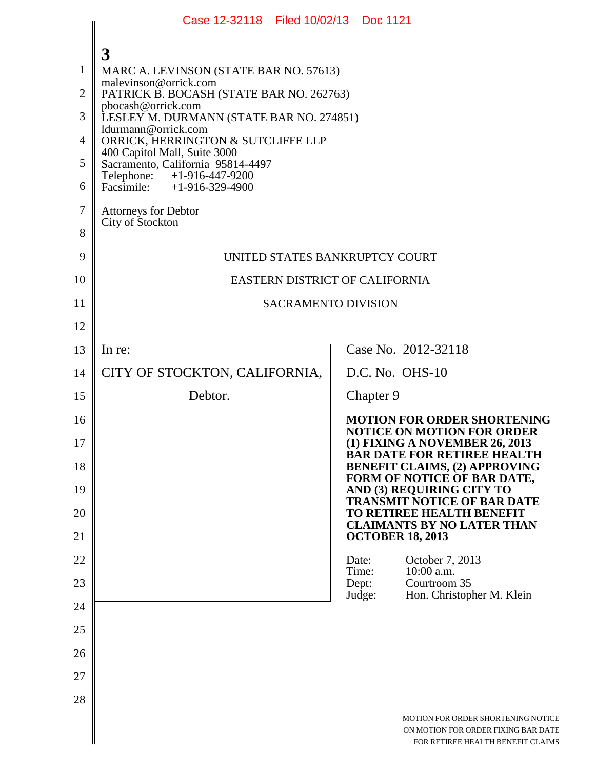MARC A. LEVINSON (STATE BAR NO. 57613)
malevinson@orrick.com
PATRICK B. BOCASH (STATE BAR NO. 262763)
pbocash@orrick.com
LESLEY M. DURMANN (STATE BAR NO. 274851)
ldurmann@orrick.com
ORRICK, HERRINGTON & SUTCLIFFE LLP
400 Capitol Mall, Suite 3000
Sacramento, California 95814-4497
Telephone: +1-916-447-9200
Facsimile: +1-916-329-4900

Attorneys for Debtor
City of Stockton

UNITED STATES BANKRUPTCY COURT

EASTERN DISTRICT OF CALIFORNIA

SACRAMENTO DIVISION

| | |
|---|---|
| In re:<br><br>CITY OF STOCKTON, CALIFORNIA,<br><br>Debtor. | Case No. 2012-32118<br><br>D.C. No. OHS-10<br><br>Chapter 9<br><br>**MOTION FOR ORDER SHORTENING NOTICE ON MOTION FOR ORDER (1) FIXING A NOVEMBER 26, 2013 BAR DATE FOR RETIREE HEALTH BENEFIT CLAIMS, (2) APPROVING FORM OF NOTICE OF BAR DATE, AND (3) REQUIRING CITY TO TRANSMIT NOTICE OF BAR DATE TO RETIREE HEALTH BENEFIT CLAIMANTS BY NO LATER THAN OCTOBER 18, 2013**<br><br>Date: October 7, 2013<br>Time: 10:00 a.m.<br>Dept: Courtroom 35<br>Judge: Hon. Christopher M. Klein |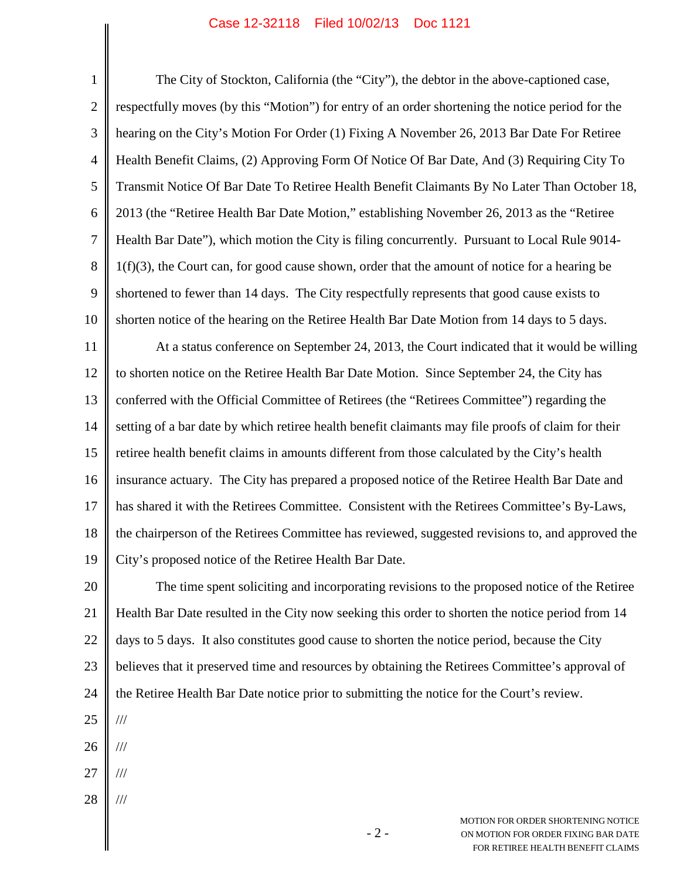The City of Stockton, California (the "City"), the debtor in the above-captioned case, respectfully moves (by this "Motion") for entry of an order shortening the notice period for the hearing on the City's Motion For Order (1) Fixing A November 26, 2013 Bar Date For Retiree Health Benefit Claims, (2) Approving Form Of Notice Of Bar Date, And (3) Requiring City To Transmit Notice Of Bar Date To Retiree Health Benefit Claimants By No Later Than October 18, 2013 (the "Retiree Health Bar Date Motion," establishing November 26, 2013 as the "Retiree Health Bar Date"), which motion the City is filing concurrently. Pursuant to Local Rule 9014-1(f)(3), the Court can, for good cause shown, order that the amount of notice for a hearing be shortened to fewer than 14 days. The City respectfully represents that good cause exists to shorten notice of the hearing on the Retiree Health Bar Date Motion from 14 days to 5 days.

At a status conference on September 24, 2013, the Court indicated that it would be willing to shorten notice on the Retiree Health Bar Date Motion. Since September 24, the City has conferred with the Official Committee of Retirees (the "Retirees Committee") regarding the setting of a bar date by which retiree health benefit claimants may file proofs of claim for their retiree health benefit claims in amounts different from those calculated by the City's health insurance actuary. The City has prepared a proposed notice of the Retiree Health Bar Date and has shared it with the Retirees Committee. Consistent with the Retirees Committee's By-Laws, the chairperson of the Retirees Committee has reviewed, suggested revisions to, and approved the City's proposed notice of the Retiree Health Bar Date.

The time spent soliciting and incorporating revisions to the proposed notice of the Retiree Health Bar Date resulted in the City now seeking this order to shorten the notice period from 14 days to 5 days. It also constitutes good cause to shorten the notice period, because the City believes that it preserved time and resources by obtaining the Retirees Committee's approval of the Retiree Health Bar Date notice prior to submitting the notice for the Court's review.

///

///

///

///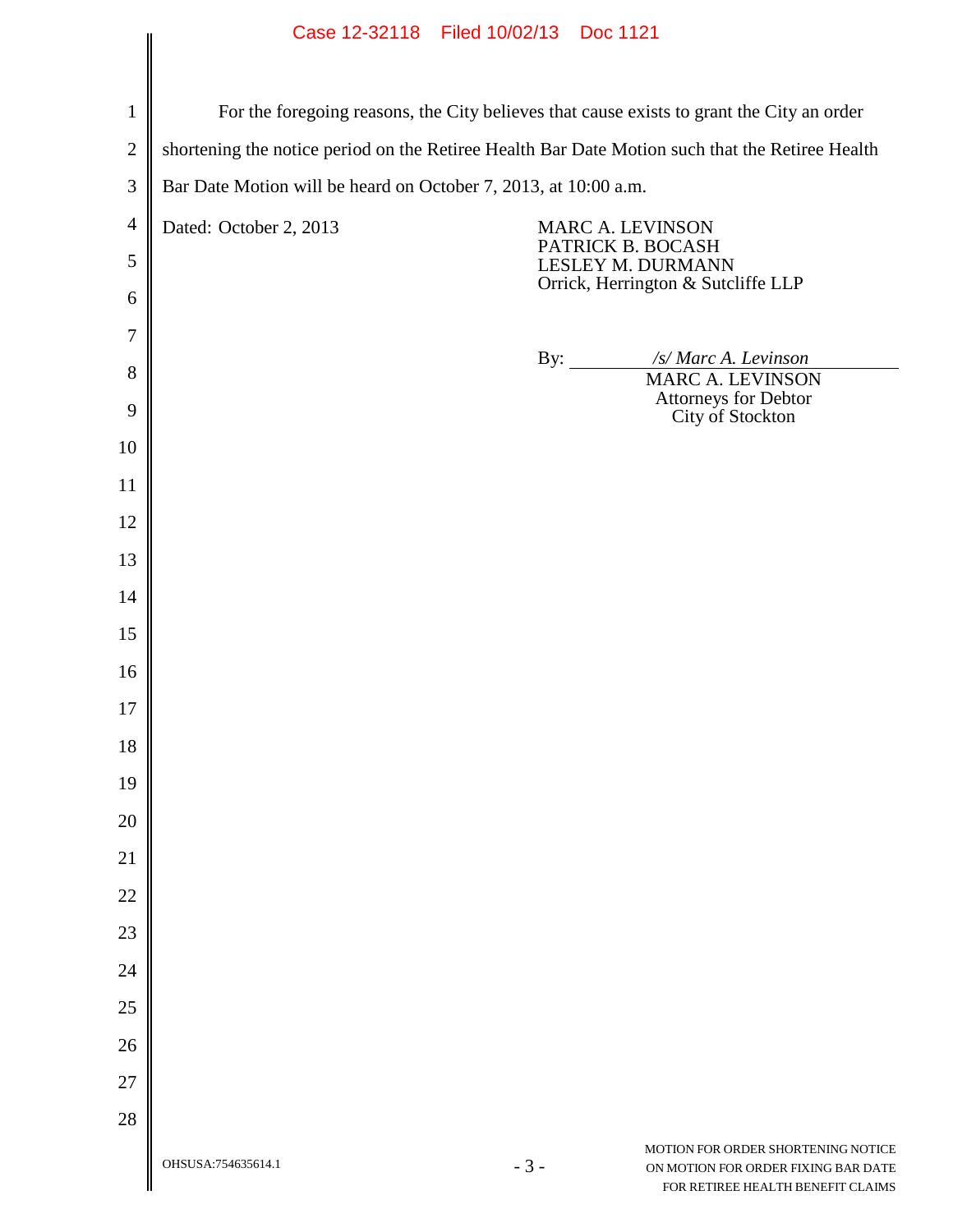For the foregoing reasons, the City believes that cause exists to grant the City an order shortening the notice period on the Retiree Health Bar Date Motion such that the Retiree Health Bar Date Motion will be heard on October 7, 2013, at 10:00 a.m.

Dated: October 2, 2013

MARC A. LEVINSON
PATRICK B. BOCASH
LESLEY M. DURMANN
Orrick, Herrington & Sutcliffe LLP

By: */s/ Marc A. Levinson*
MARC A. LEVINSON
Attorneys for Debtor
City of Stockton